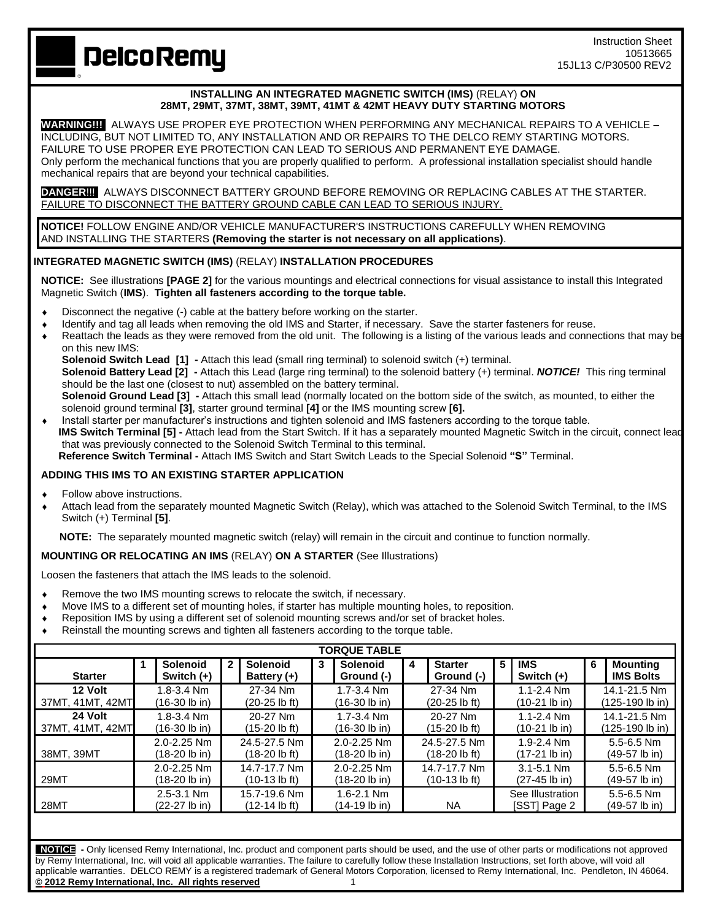**DelcoRemy**

Instruction Sheet
10513665
15JL13 C/P30500 REV2

## INSTALLING AN INTEGRATED MAGNETIC SWITCH (IMS) (RELAY) ON 28MT, 29MT, 37MT, 38MT, 39MT, 41MT & 42MT HEAVY DUTY STARTING MOTORS

**WARNING!!!** ALWAYS USE PROPER EYE PROTECTION WHEN PERFORMING ANY MECHANICAL REPAIRS TO A VEHICLE – INCLUDING, BUT NOT LIMITED TO, ANY INSTALLATION AND OR REPAIRS TO THE DELCO REMY STARTING MOTORS. FAILURE TO USE PROPER EYE PROTECTION CAN LEAD TO SERIOUS AND PERMANENT EYE DAMAGE.
Only perform the mechanical functions that you are properly qualified to perform. A professional installation specialist should handle mechanical repairs that are beyond your technical capabilities.

**DANGER!!!** ALWAYS DISCONNECT BATTERY GROUND BEFORE REMOVING OR REPLACING CABLES AT THE STARTER. FAILURE TO DISCONNECT THE BATTERY GROUND CABLE CAN LEAD TO SERIOUS INJURY.

**NOTICE!** FOLLOW ENGINE AND/OR VEHICLE MANUFACTURER'S INSTRUCTIONS CAREFULLY WHEN REMOVING AND INSTALLING THE STARTERS **(Removing the starter is not necessary on all applications)**.

### INTEGRATED MAGNETIC SWITCH (IMS) (RELAY) INSTALLATION PROCEDURES

**NOTICE:** See illustrations **[PAGE 2]** for the various mountings and electrical connections for visual assistance to install this Integrated Magnetic Switch (**IMS**). **Tighten all fasteners according to the torque table.**

- Disconnect the negative (-) cable at the battery before working on the starter.
- Identify and tag all leads when removing the old IMS and Starter, if necessary. Save the starter fasteners for reuse.
- Reattach the leads as they were removed from the old unit. The following is a listing of the various leads and connections that may be on this new IMS:
  **Solenoid Switch Lead [1] -** Attach this lead (small ring terminal) to solenoid switch (+) terminal.
  **Solenoid Battery Lead [2] -** Attach this Lead (large ring terminal) to the solenoid battery (+) terminal. ***NOTICE!*** This ring terminal should be the last one (closest to nut) assembled on the battery terminal.
  **Solenoid Ground Lead [3] -** Attach this small lead (normally located on the bottom side of the switch, as mounted, to either the solenoid ground terminal **[3]**, starter ground terminal **[4]** or the IMS mounting screw **[6].**
- Install starter per manufacturer's instructions and tighten solenoid and IMS fasteners according to the torque table.
  **IMS Switch Terminal [5] -** Attach lead from the Start Switch. If it has a separately mounted Magnetic Switch in the circuit, connect lead that was previously connected to the Solenoid Switch Terminal to this terminal.
  **Reference Switch Terminal -** Attach IMS Switch and Start Switch Leads to the Special Solenoid **"S"** Terminal.

### ADDING THIS IMS TO AN EXISTING STARTER APPLICATION

- Follow above instructions.
- Attach lead from the separately mounted Magnetic Switch (Relay), which was attached to the Solenoid Switch Terminal, to the IMS Switch (+) Terminal **[5]**.

**NOTE:** The separately mounted magnetic switch (relay) will remain in the circuit and continue to function normally.

### MOUNTING OR RELOCATING AN IMS (RELAY) ON A STARTER (See Illustrations)

Loosen the fasteners that attach the IMS leads to the solenoid.

- Remove the two IMS mounting screws to relocate the switch, if necessary.
- Move IMS to a different set of mounting holes, if starter has multiple mounting holes, to reposition.
- Reposition IMS by using a different set of solenoid mounting screws and/or set of bracket holes.
- Reinstall the mounting screws and tighten all fasteners according to the torque table.

**TORQUE TABLE**

| Starter | 1 Solenoid Switch (+) | 2 Solenoid Battery (+) | 3 Solenoid Ground (-) | 4 Starter Ground (-) | 5 IMS Switch (+) | 6 Mounting IMS Bolts |
|---|---|---|---|---|---|---|
| **12 Volt** 37MT, 41MT, 42MT | 1.8-3.4 Nm (16-30 lb in) | 27-34 Nm (20-25 lb ft) | 1.7-3.4 Nm (16-30 lb in) | 27-34 Nm (20-25 lb ft) | 1.1-2.4 Nm (10-21 lb in) | 14.1-21.5 Nm (125-190 lb in) |
| **24 Volt** 37MT, 41MT, 42MT | 1.8-3.4 Nm (16-30 lb in) | 20-27 Nm (15-20 lb ft) | 1.7-3.4 Nm (16-30 lb in) | 20-27 Nm (15-20 lb ft) | 1.1-2.4 Nm (10-21 lb in) | 14.1-21.5 Nm (125-190 lb in) |
| 38MT, 39MT | 2.0-2.25 Nm (18-20 lb in) | 24.5-27.5 Nm (18-20 lb ft) | 2.0-2.25 Nm (18-20 lb in) | 24.5-27.5 Nm (18-20 lb ft) | 1.9-2.4 Nm (17-21 lb in) | 5.5-6.5 Nm (49-57 lb in) |
| 29MT | 2.0-2.25 Nm (18-20 lb in) | 14.7-17.7 Nm (10-13 lb ft) | 2.0-2.25 Nm (18-20 lb in) | 14.7-17.7 Nm (10-13 lb ft) | 3.1-5.1 Nm (27-45 lb in) | 5.5-6.5 Nm (49-57 lb in) |
| 28MT | 2.5-3.1 Nm (22-27 lb in) | 15.7-19.6 Nm (12-14 lb ft) | 1.6-2.1 Nm (14-19 lb in) | NA | See Illustration [SST] Page 2 | 5.5-6.5 Nm (49-57 lb in) |

**NOTICE -** Only licensed Remy International, Inc. product and component parts should be used, and the use of other parts or modifications not approved by Remy International, Inc. will void all applicable warranties. The failure to carefully follow these Installation Instructions, set forth above, will void all applicable warranties. DELCO REMY is a registered trademark of General Motors Corporation, licensed to Remy International, Inc. Pendleton, IN 46064.
**© 2012 Remy International, Inc. All rights reserved**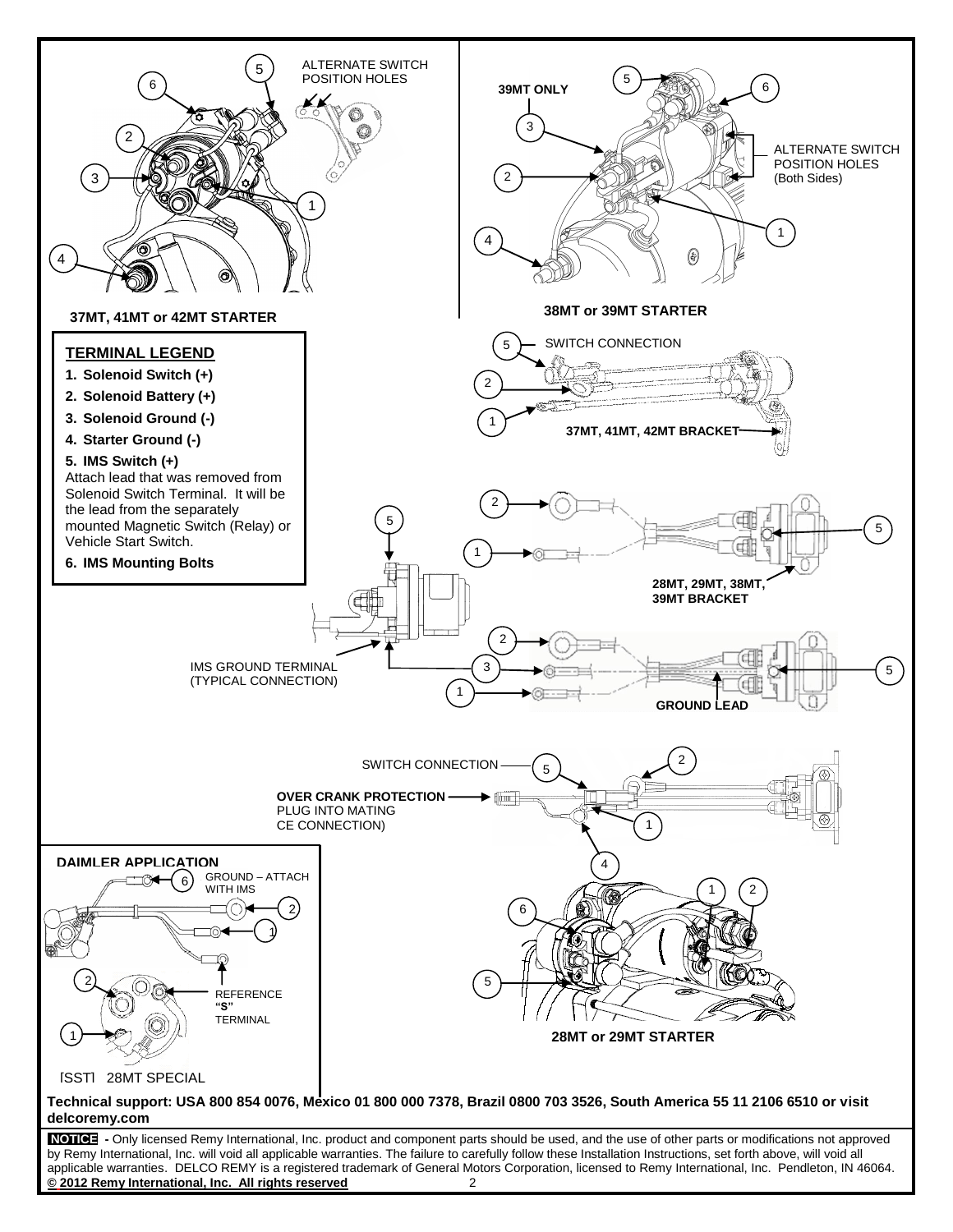ALTERNATE SWITCH POSITION HOLES

5
6
2
3
1
4

**37MT, 41MT or 42MT STARTER**

**39MT ONLY**

5
6
3
2
1
4

ALTERNATE SWITCH POSITION HOLES (Both Sides)

**38MT or 39MT STARTER**

## TERMINAL LEGEND

1. **Solenoid Switch (+)**
2. **Solenoid Battery (+)**
3. **Solenoid Ground (-)**
4. **Starter Ground (-)**
5. **IMS Switch (+)**
Attach lead that was removed from Solenoid Switch Terminal. It will be the lead from the separately mounted Magnetic Switch (Relay) or Vehicle Start Switch.
6. **IMS Mounting Bolts**

5 SWITCH CONNECTION
2
1
**37MT, 41MT, 42MT BRACKET**

2
5
1
5
**28MT, 29MT, 38MT, 39MT BRACKET**

IMS GROUND TERMINAL (TYPICAL CONNECTION)

2
3
1
5
**GROUND LEAD**

SWITCH CONNECTION 5
2
**OVER CRANK PROTECTION** PLUG INTO MATING CE CONNECTION)
1
4

**DAIMLER APPLICATION**

6 GROUND – ATTACH WITH IMS
2
1
2
REFERENCE **"S"** TERMINAL
1

[SST] 28MT SPECIAL

6
1 2
5

**28MT or 29MT STARTER**

**Technical support: USA 800 854 0076, Mexico 01 800 000 7378, Brazil 0800 703 3526, South America 55 11 2106 6510 or visit delcoremy.com**

**NOTICE** - Only licensed Remy International, Inc. product and component parts should be used, and the use of other parts or modifications not approved by Remy International, Inc. will void all applicable warranties. The failure to carefully follow these Installation Instructions, set forth above, will void all applicable warranties. DELCO REMY is a registered trademark of General Motors Corporation, licensed to Remy International, Inc. Pendleton, IN 46064.

**© 2012 Remy International, Inc. All rights reserved**